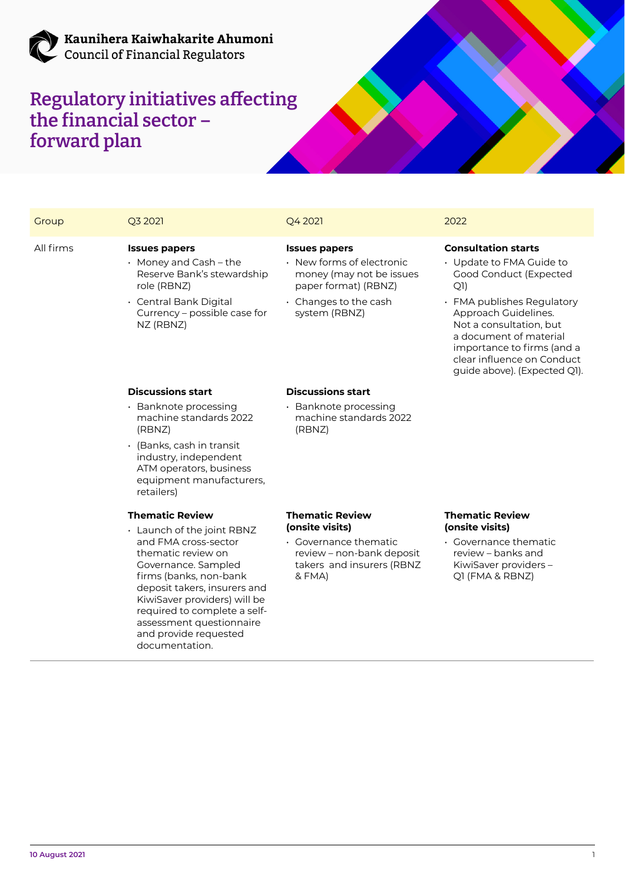**Kaunihera Kaiwhakarite Ahumoni**
Council of Financial Regulators

# Regulatory initiatives affecting the financial sector – forward plan

| Group | Q3 2021 | Q4 2021 | 2022 |
|---|---|---|---|
| All firms | **Issues papers**<br>• Money and Cash – the Reserve Bank's stewardship role (RBNZ)<br>• Central Bank Digital Currency – possible case for NZ (RBNZ) | **Issues papers**<br>• New forms of electronic money (may not be issues paper format) (RBNZ)<br>• Changes to the cash system (RBNZ) | **Consultation starts**<br>• Update to FMA Guide to Good Conduct (Expected Q1)<br>• FMA publishes Regulatory Approach Guidelines. Not a consultation, but a document of material importance to firms (and a clear influence on Conduct guide above). (Expected Q1). |
| | **Discussions start**<br>• Banknote processing machine standards 2022 (RBNZ)<br>• (Banks, cash in transit industry, independent ATM operators, business equipment manufacturers, retailers) | **Discussions start**<br>• Banknote processing machine standards 2022 (RBNZ) | |
| | **Thematic Review**<br>• Launch of the joint RBNZ and FMA cross-sector thematic review on Governance. Sampled firms (banks, non-bank deposit takers, insurers and KiwiSaver providers) will be required to complete a self-assessment questionnaire and provide requested documentation. | **Thematic Review (onsite visits)**<br>• Governance thematic review – non-bank deposit takers and insurers (RBNZ & FMA) | **Thematic Review (onsite visits)**<br>• Governance thematic review – banks and KiwiSaver providers – Q1 (FMA & RBNZ) |

10 August 2021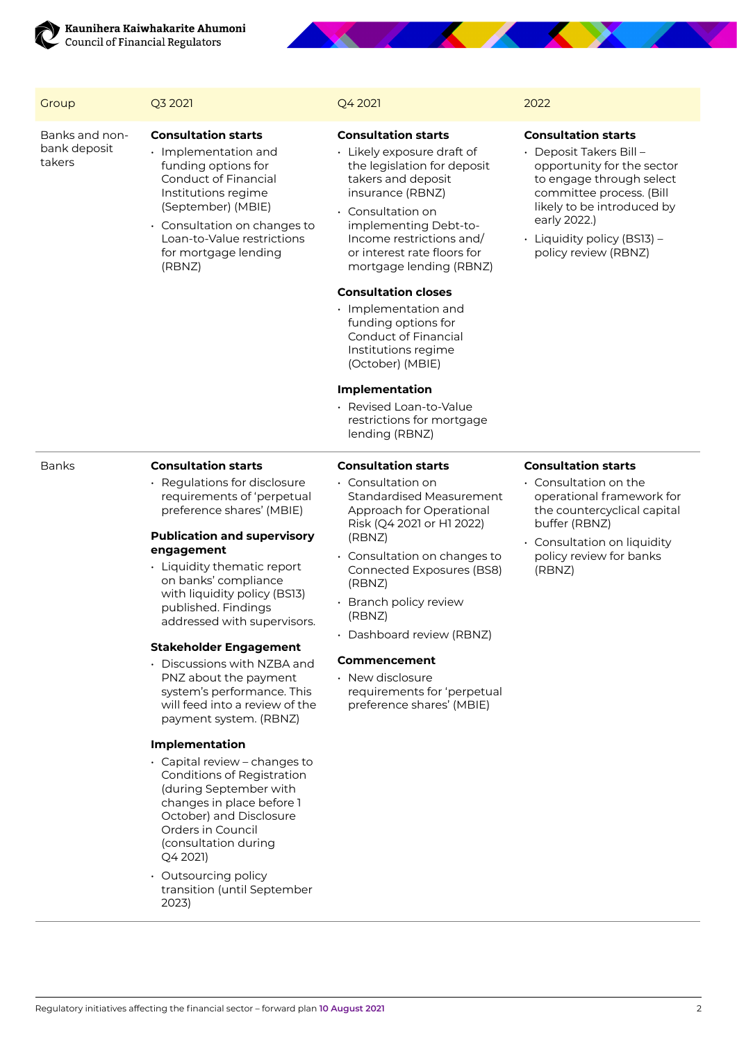| Group | Q3 2021 | Q4 2021 | 2022 |
|---|---|---|---|
| Banks and non-bank deposit takers | **Consultation starts**<br>• Implementation and funding options for Conduct of Financial Institutions regime (September) (MBIE)<br>• Consultation on changes to Loan-to-Value restrictions for mortgage lending (RBNZ) | **Consultation starts**<br>• Likely exposure draft of the legislation for deposit takers and deposit insurance (RBNZ)<br>• Consultation on implementing Debt-to-Income restrictions and/or interest rate floors for mortgage lending (RBNZ)<br>**Consultation closes**<br>• Implementation and funding options for Conduct of Financial Institutions regime (October) (MBIE)<br>**Implementation**<br>• Revised Loan-to-Value restrictions for mortgage lending (RBNZ) | **Consultation starts**<br>• Deposit Takers Bill – opportunity for the sector to engage through select committee process. (Bill likely to be introduced by early 2022.)<br>• Liquidity policy (BS13) – policy review (RBNZ) |
| Banks | **Consultation starts**<br>• Regulations for disclosure requirements of 'perpetual preference shares' (MBIE)<br>**Publication and supervisory engagement**<br>• Liquidity thematic report on banks' compliance with liquidity policy (BS13) published. Findings addressed with supervisors.<br>**Stakeholder Engagement**<br>• Discussions with NZBA and PNZ about the payment system's performance. This will feed into a review of the payment system. (RBNZ)<br>**Implementation**<br>• Capital review – changes to Conditions of Registration (during September with changes in place before 1 October) and Disclosure Orders in Council (consultation during Q4 2021)<br>• Outsourcing policy transition (until September 2023) | **Consultation starts**<br>• Consultation on Standardised Measurement Approach for Operational Risk (Q4 2021 or H1 2022) (RBNZ)<br>• Consultation on changes to Connected Exposures (BS8) (RBNZ)<br>• Branch policy review (RBNZ)<br>• Dashboard review (RBNZ)<br>**Commencement**<br>• New disclosure requirements for 'perpetual preference shares' (MBIE) | **Consultation starts**<br>• Consultation on the operational framework for the countercyclical capital buffer (RBNZ)<br>• Consultation on liquidity policy review for banks (RBNZ) |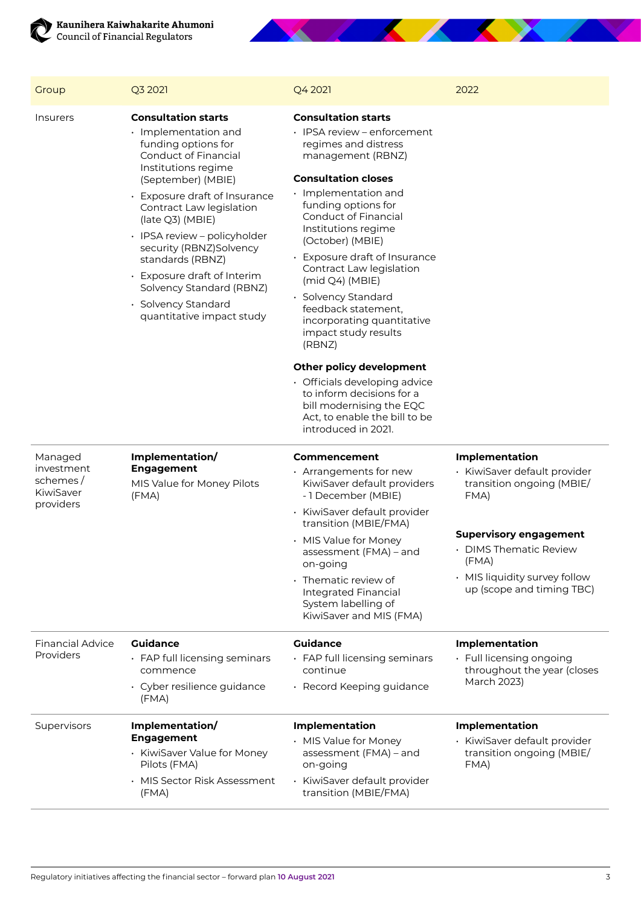| Group | Q3 2021 | Q4 2021 | 2022 |
|---|---|---|---|
| Insurers | **Consultation starts**<br>• Implementation and funding options for Conduct of Financial Institutions regime (September) (MBIE)<br>• Exposure draft of Insurance Contract Law legislation (late Q3) (MBIE)<br>• IPSA review – policyholder security (RBNZ)Solvency standards (RBNZ)<br>• Exposure draft of Interim Solvency Standard (RBNZ)<br>• Solvency Standard quantitative impact study | **Consultation starts**<br>• IPSA review – enforcement regimes and distress management (RBNZ)<br>**Consultation closes**<br>• Implementation and funding options for Conduct of Financial Institutions regime (October) (MBIE)<br>• Exposure draft of Insurance Contract Law legislation (mid Q4) (MBIE)<br>• Solvency Standard feedback statement, incorporating quantitative impact study results (RBNZ)<br>**Other policy development**<br>• Officials developing advice to inform decisions for a bill modernising the EQC Act, to enable the bill to be introduced in 2021. | |
| Managed investment schemes / KiwiSaver providers | **Implementation/ Engagement**<br>MIS Value for Money Pilots (FMA) | **Commencement**<br>• Arrangements for new KiwiSaver default providers - 1 December (MBIE)<br>• KiwiSaver default provider transition (MBIE/FMA)<br>• MIS Value for Money assessment (FMA) – and on-going<br>• Thematic review of Integrated Financial System labelling of KiwiSaver and MIS (FMA) | **Implementation**<br>• KiwiSaver default provider transition ongoing (MBIE/ FMA)<br>**Supervisory engagement**<br>• DIMS Thematic Review (FMA)<br>• MIS liquidity survey follow up (scope and timing TBC) |
| Financial Advice Providers | **Guidance**<br>• FAP full licensing seminars commence<br>• Cyber resilience guidance (FMA) | **Guidance**<br>• FAP full licensing seminars continue<br>• Record Keeping guidance | **Implementation**<br>• Full licensing ongoing throughout the year (closes March 2023) |
| Supervisors | **Implementation/ Engagement**<br>• KiwiSaver Value for Money Pilots (FMA)<br>• MIS Sector Risk Assessment (FMA) | **Implementation**<br>• MIS Value for Money assessment (FMA) – and on-going<br>• KiwiSaver default provider transition (MBIE/FMA) | **Implementation**<br>• KiwiSaver default provider transition ongoing (MBIE/ FMA) |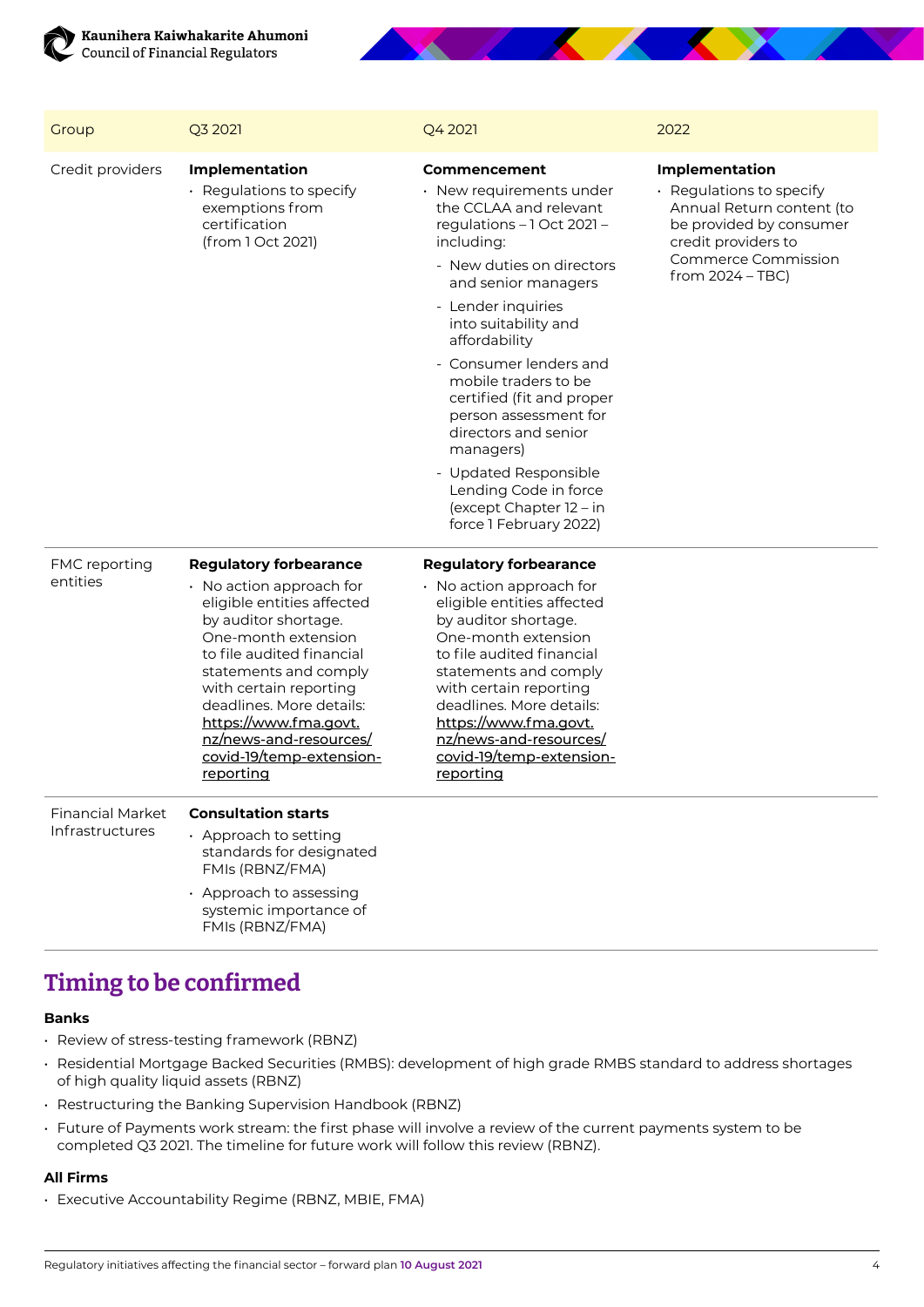| Group | Q3 2021 | Q4 2021 | 2022 |
|---|---|---|---|
| Credit providers | **Implementation**<br>• Regulations to specify exemptions from certification (from 1 Oct 2021) | **Commencement**<br>• New requirements under the CCLAA and relevant regulations – 1 Oct 2021 – including:<br>- New duties on directors and senior managers<br>- Lender inquiries into suitability and affordability<br>- Consumer lenders and mobile traders to be certified (fit and proper person assessment for directors and senior managers)<br>- Updated Responsible Lending Code in force (except Chapter 12 – in force 1 February 2022) | **Implementation**<br>• Regulations to specify Annual Return content (to be provided by consumer credit providers to Commerce Commission from 2024 – TBC) |
| FMC reporting entities | **Regulatory forbearance**<br>• No action approach for eligible entities affected by auditor shortage. One-month extension to file audited financial statements and comply with certain reporting deadlines. More details: https://www.fma.govt.nz/news-and-resources/covid-19/temp-extension-reporting | **Regulatory forbearance**<br>• No action approach for eligible entities affected by auditor shortage. One-month extension to file audited financial statements and comply with certain reporting deadlines. More details: https://www.fma.govt.nz/news-and-resources/covid-19/temp-extension-reporting | |
| Financial Market Infrastructures | **Consultation starts**<br>• Approach to setting standards for designated FMIs (RBNZ/FMA)<br>• Approach to assessing systemic importance of FMIs (RBNZ/FMA) | | |

# Timing to be confirmed

**Banks**

- Review of stress-testing framework (RBNZ)
- Residential Mortgage Backed Securities (RMBS): development of high grade RMBS standard to address shortages of high quality liquid assets (RBNZ)
- Restructuring the Banking Supervision Handbook (RBNZ)
- Future of Payments work stream: the first phase will involve a review of the current payments system to be completed Q3 2021. The timeline for future work will follow this review (RBNZ).

**All Firms**

- Executive Accountability Regime (RBNZ, MBIE, FMA)